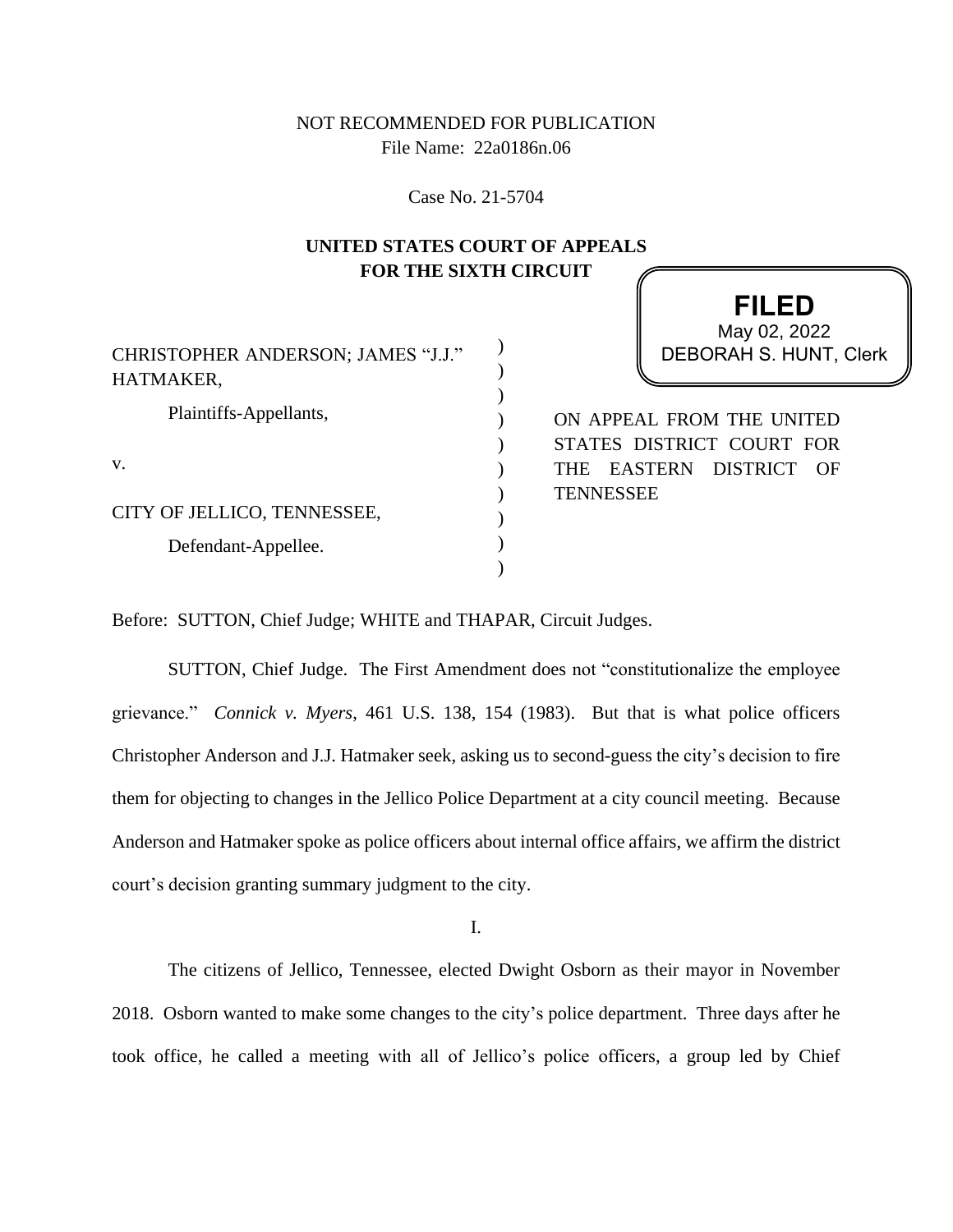NOT RECOMMENDED FOR PUBLICATION
File Name: 22a0186n.06

Case No. 21-5704

**UNITED STATES COURT OF APPEALS
FOR THE SIXTH CIRCUIT**

**FILED**
May 02, 2022
DEBORAH S. HUNT, Clerk

CHRISTOPHER ANDERSON; JAMES "J.J." HATMAKER,

Plaintiffs-Appellants,

v.

CITY OF JELLICO, TENNESSEE,

Defendant-Appellee.

ON APPEAL FROM THE UNITED STATES DISTRICT COURT FOR THE EASTERN DISTRICT OF TENNESSEE

Before: SUTTON, Chief Judge; WHITE and THAPAR, Circuit Judges.

SUTTON, Chief Judge. The First Amendment does not "constitutionalize the employee grievance." *Connick v. Myers*, 461 U.S. 138, 154 (1983). But that is what police officers Christopher Anderson and J.J. Hatmaker seek, asking us to second-guess the city's decision to fire them for objecting to changes in the Jellico Police Department at a city council meeting. Because Anderson and Hatmaker spoke as police officers about internal office affairs, we affirm the district court's decision granting summary judgment to the city.

I.

The citizens of Jellico, Tennessee, elected Dwight Osborn as their mayor in November 2018. Osborn wanted to make some changes to the city's police department. Three days after he took office, he called a meeting with all of Jellico's police officers, a group led by Chief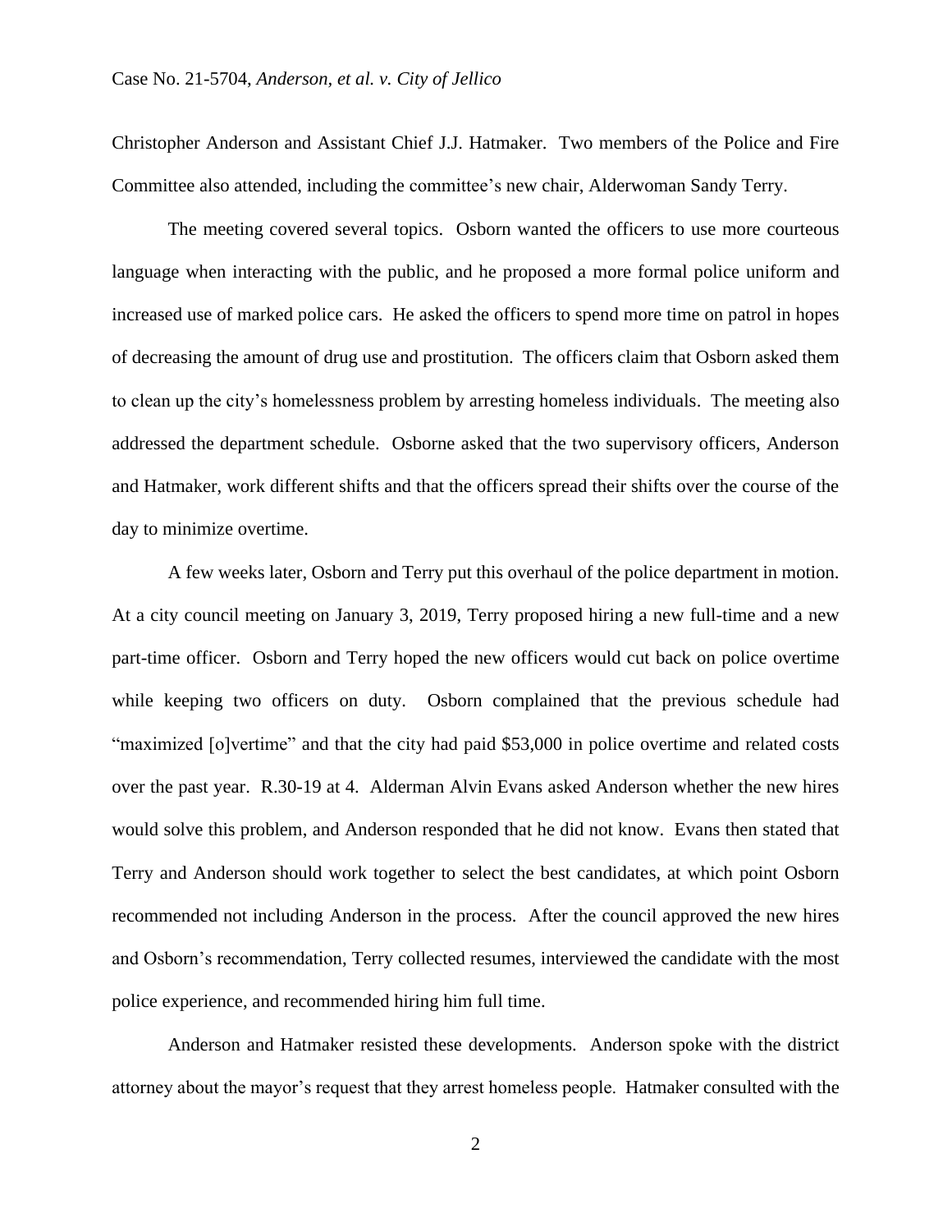Christopher Anderson and Assistant Chief J.J. Hatmaker. Two members of the Police and Fire Committee also attended, including the committee's new chair, Alderwoman Sandy Terry.

The meeting covered several topics. Osborn wanted the officers to use more courteous language when interacting with the public, and he proposed a more formal police uniform and increased use of marked police cars. He asked the officers to spend more time on patrol in hopes of decreasing the amount of drug use and prostitution. The officers claim that Osborn asked them to clean up the city's homelessness problem by arresting homeless individuals. The meeting also addressed the department schedule. Osborne asked that the two supervisory officers, Anderson and Hatmaker, work different shifts and that the officers spread their shifts over the course of the day to minimize overtime.

A few weeks later, Osborn and Terry put this overhaul of the police department in motion. At a city council meeting on January 3, 2019, Terry proposed hiring a new full-time and a new part-time officer. Osborn and Terry hoped the new officers would cut back on police overtime while keeping two officers on duty. Osborn complained that the previous schedule had "maximized [o]vertime" and that the city had paid $53,000 in police overtime and related costs over the past year. R.30-19 at 4. Alderman Alvin Evans asked Anderson whether the new hires would solve this problem, and Anderson responded that he did not know. Evans then stated that Terry and Anderson should work together to select the best candidates, at which point Osborn recommended not including Anderson in the process. After the council approved the new hires and Osborn's recommendation, Terry collected resumes, interviewed the candidate with the most police experience, and recommended hiring him full time.

Anderson and Hatmaker resisted these developments. Anderson spoke with the district attorney about the mayor's request that they arrest homeless people. Hatmaker consulted with the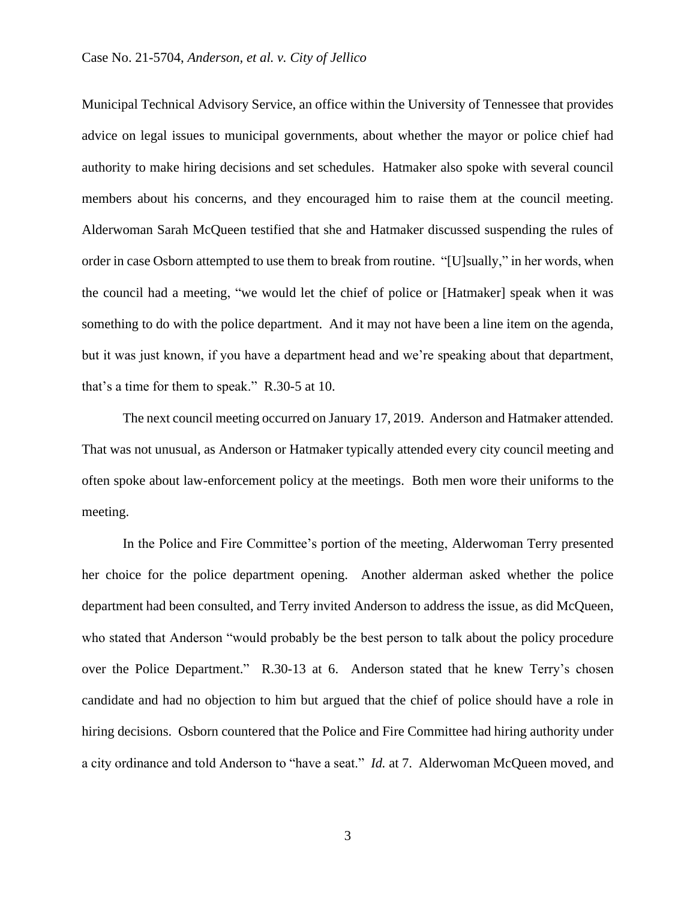Municipal Technical Advisory Service, an office within the University of Tennessee that provides advice on legal issues to municipal governments, about whether the mayor or police chief had authority to make hiring decisions and set schedules. Hatmaker also spoke with several council members about his concerns, and they encouraged him to raise them at the council meeting. Alderwoman Sarah McQueen testified that she and Hatmaker discussed suspending the rules of order in case Osborn attempted to use them to break from routine. "[U]sually," in her words, when the council had a meeting, "we would let the chief of police or [Hatmaker] speak when it was something to do with the police department. And it may not have been a line item on the agenda, but it was just known, if you have a department head and we're speaking about that department, that's a time for them to speak." R.30-5 at 10.

The next council meeting occurred on January 17, 2019. Anderson and Hatmaker attended. That was not unusual, as Anderson or Hatmaker typically attended every city council meeting and often spoke about law-enforcement policy at the meetings. Both men wore their uniforms to the meeting.

In the Police and Fire Committee's portion of the meeting, Alderwoman Terry presented her choice for the police department opening. Another alderman asked whether the police department had been consulted, and Terry invited Anderson to address the issue, as did McQueen, who stated that Anderson "would probably be the best person to talk about the policy procedure over the Police Department." R.30-13 at 6. Anderson stated that he knew Terry's chosen candidate and had no objection to him but argued that the chief of police should have a role in hiring decisions. Osborn countered that the Police and Fire Committee had hiring authority under a city ordinance and told Anderson to "have a seat." *Id.* at 7. Alderwoman McQueen moved, and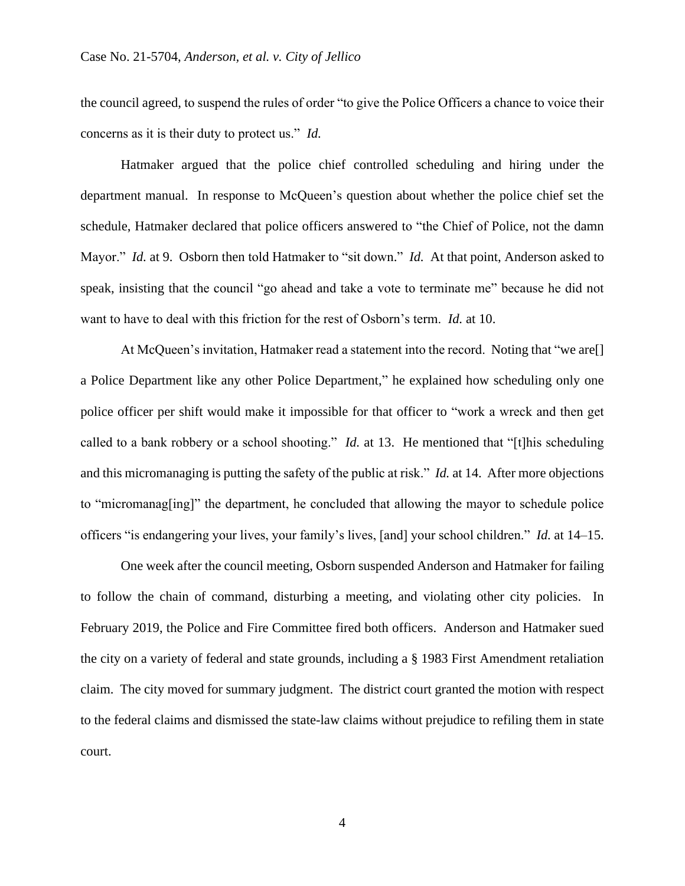the council agreed, to suspend the rules of order "to give the Police Officers a chance to voice their concerns as it is their duty to protect us." *Id.*

Hatmaker argued that the police chief controlled scheduling and hiring under the department manual. In response to McQueen's question about whether the police chief set the schedule, Hatmaker declared that police officers answered to "the Chief of Police, not the damn Mayor." *Id.* at 9. Osborn then told Hatmaker to "sit down." *Id.* At that point, Anderson asked to speak, insisting that the council "go ahead and take a vote to terminate me" because he did not want to have to deal with this friction for the rest of Osborn's term. *Id.* at 10.

At McQueen's invitation, Hatmaker read a statement into the record. Noting that "we are[] a Police Department like any other Police Department," he explained how scheduling only one police officer per shift would make it impossible for that officer to "work a wreck and then get called to a bank robbery or a school shooting." *Id.* at 13. He mentioned that "[t]his scheduling and this micromanaging is putting the safety of the public at risk." *Id.* at 14. After more objections to "micromanag[ing]" the department, he concluded that allowing the mayor to schedule police officers "is endangering your lives, your family's lives, [and] your school children." *Id.* at 14–15.

One week after the council meeting, Osborn suspended Anderson and Hatmaker for failing to follow the chain of command, disturbing a meeting, and violating other city policies. In February 2019, the Police and Fire Committee fired both officers. Anderson and Hatmaker sued the city on a variety of federal and state grounds, including a § 1983 First Amendment retaliation claim. The city moved for summary judgment. The district court granted the motion with respect to the federal claims and dismissed the state-law claims without prejudice to refiling them in state court.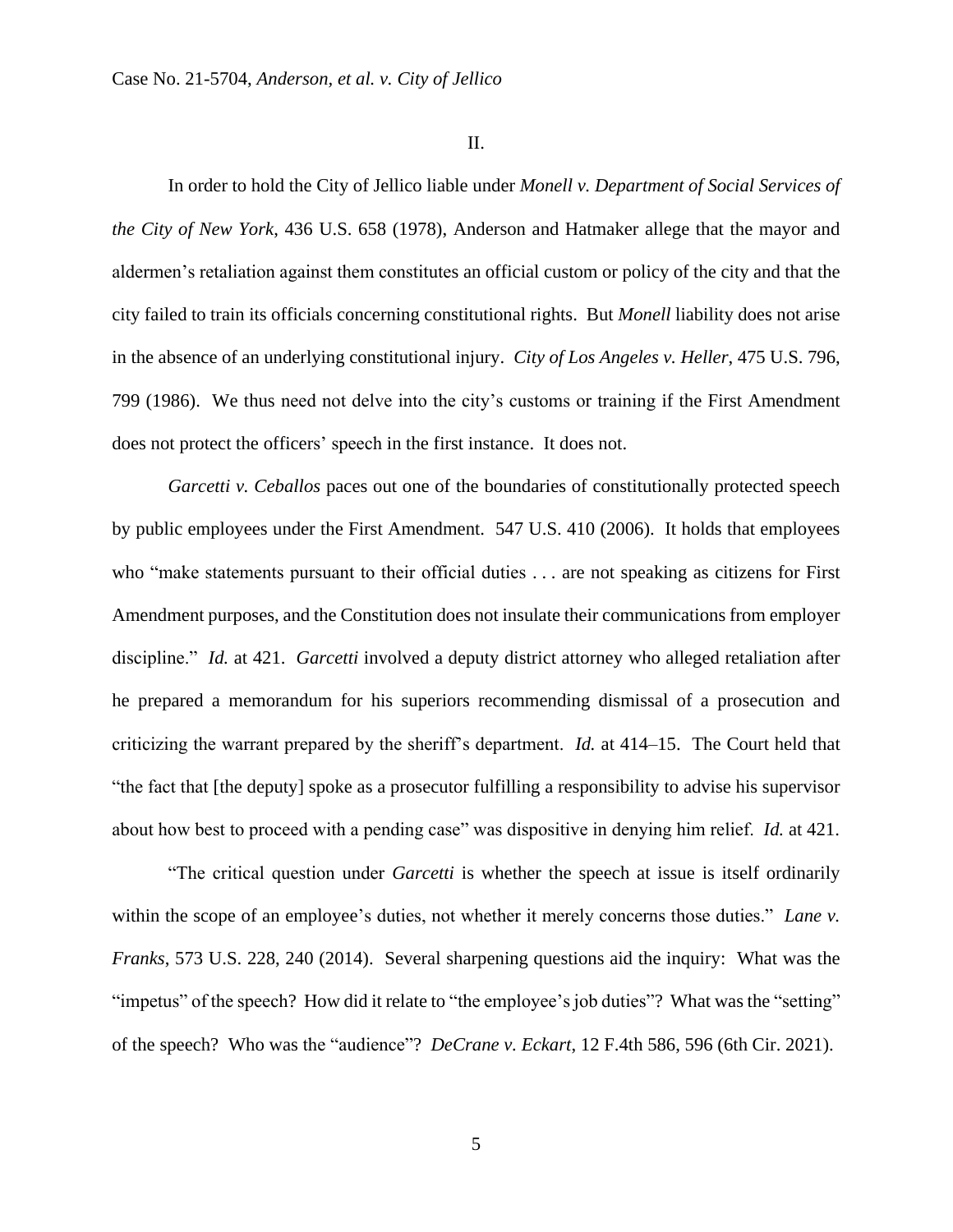## II.

In order to hold the City of Jellico liable under *Monell v. Department of Social Services of the City of New York*, 436 U.S. 658 (1978), Anderson and Hatmaker allege that the mayor and aldermen's retaliation against them constitutes an official custom or policy of the city and that the city failed to train its officials concerning constitutional rights. But *Monell* liability does not arise in the absence of an underlying constitutional injury. *City of Los Angeles v. Heller*, 475 U.S. 796, 799 (1986). We thus need not delve into the city's customs or training if the First Amendment does not protect the officers' speech in the first instance. It does not.

*Garcetti v. Ceballos* paces out one of the boundaries of constitutionally protected speech by public employees under the First Amendment. 547 U.S. 410 (2006). It holds that employees who "make statements pursuant to their official duties . . . are not speaking as citizens for First Amendment purposes, and the Constitution does not insulate their communications from employer discipline." *Id.* at 421. *Garcetti* involved a deputy district attorney who alleged retaliation after he prepared a memorandum for his superiors recommending dismissal of a prosecution and criticizing the warrant prepared by the sheriff's department. *Id.* at 414–15. The Court held that "the fact that [the deputy] spoke as a prosecutor fulfilling a responsibility to advise his supervisor about how best to proceed with a pending case" was dispositive in denying him relief. *Id.* at 421.

"The critical question under *Garcetti* is whether the speech at issue is itself ordinarily within the scope of an employee's duties, not whether it merely concerns those duties." *Lane v. Franks*, 573 U.S. 228, 240 (2014). Several sharpening questions aid the inquiry: What was the "impetus" of the speech? How did it relate to "the employee's job duties"? What was the "setting" of the speech? Who was the "audience"? *DeCrane v. Eckart*, 12 F.4th 586, 596 (6th Cir. 2021).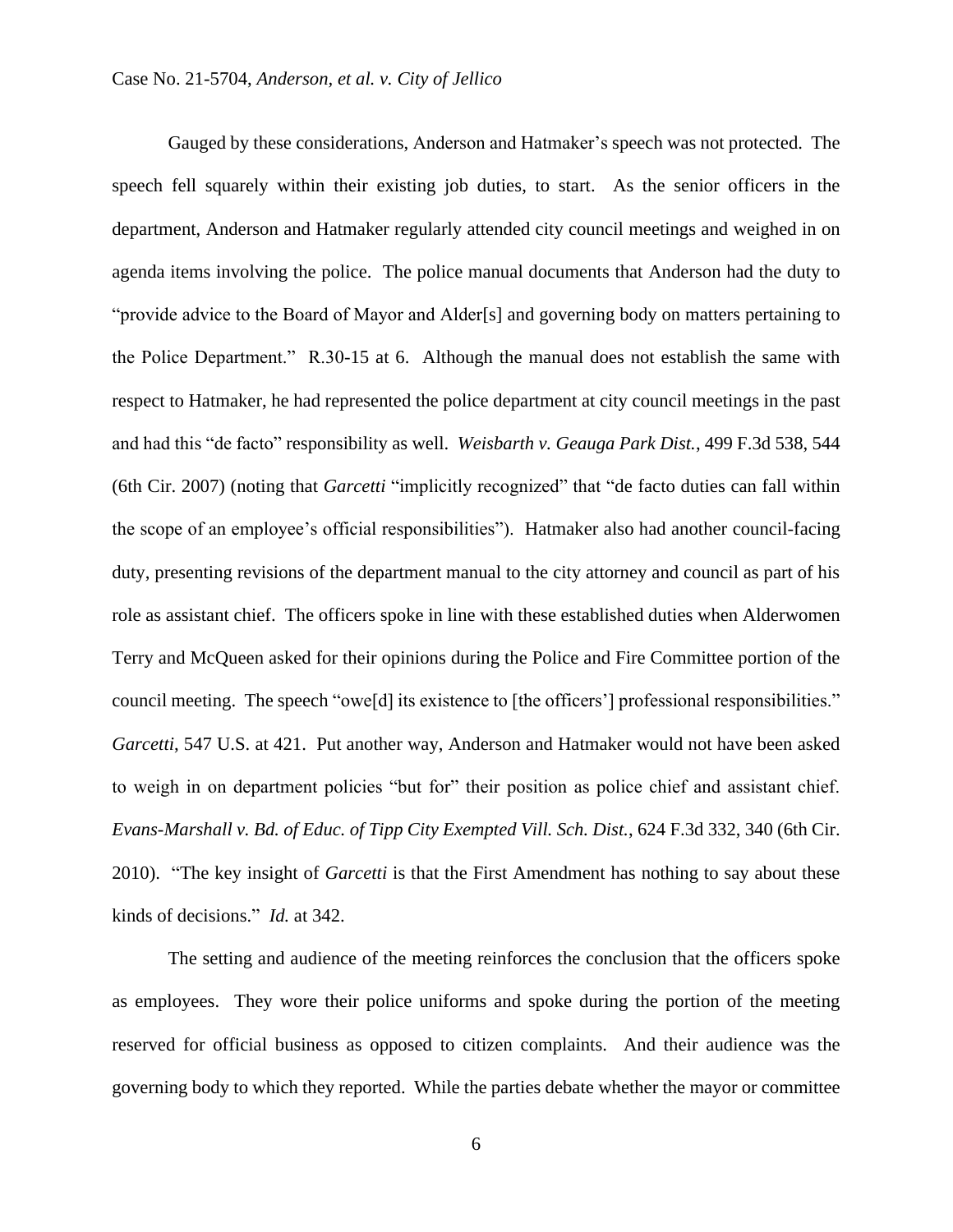Gauged by these considerations, Anderson and Hatmaker's speech was not protected. The speech fell squarely within their existing job duties, to start. As the senior officers in the department, Anderson and Hatmaker regularly attended city council meetings and weighed in on agenda items involving the police. The police manual documents that Anderson had the duty to "provide advice to the Board of Mayor and Alder[s] and governing body on matters pertaining to the Police Department." R.30-15 at 6. Although the manual does not establish the same with respect to Hatmaker, he had represented the police department at city council meetings in the past and had this "de facto" responsibility as well. *Weisbarth v. Geauga Park Dist.*, 499 F.3d 538, 544 (6th Cir. 2007) (noting that *Garcetti* "implicitly recognized" that "de facto duties can fall within the scope of an employee's official responsibilities"). Hatmaker also had another council-facing duty, presenting revisions of the department manual to the city attorney and council as part of his role as assistant chief. The officers spoke in line with these established duties when Alderwomen Terry and McQueen asked for their opinions during the Police and Fire Committee portion of the council meeting. The speech "owe[d] its existence to [the officers'] professional responsibilities." *Garcetti*, 547 U.S. at 421. Put another way, Anderson and Hatmaker would not have been asked to weigh in on department policies "but for" their position as police chief and assistant chief. *Evans-Marshall v. Bd. of Educ. of Tipp City Exempted Vill. Sch. Dist.*, 624 F.3d 332, 340 (6th Cir. 2010). "The key insight of *Garcetti* is that the First Amendment has nothing to say about these kinds of decisions." *Id.* at 342.

The setting and audience of the meeting reinforces the conclusion that the officers spoke as employees. They wore their police uniforms and spoke during the portion of the meeting reserved for official business as opposed to citizen complaints. And their audience was the governing body to which they reported. While the parties debate whether the mayor or committee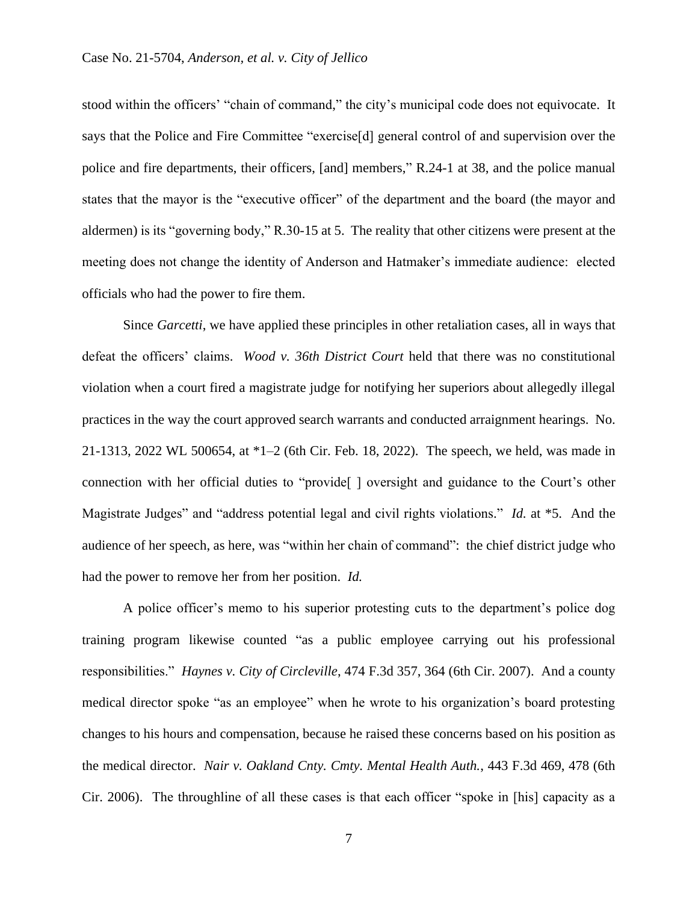stood within the officers' "chain of command," the city's municipal code does not equivocate. It says that the Police and Fire Committee "exercise[d] general control of and supervision over the police and fire departments, their officers, [and] members," R.24-1 at 38, and the police manual states that the mayor is the "executive officer" of the department and the board (the mayor and aldermen) is its "governing body," R.30-15 at 5. The reality that other citizens were present at the meeting does not change the identity of Anderson and Hatmaker's immediate audience: elected officials who had the power to fire them.

Since *Garcetti*, we have applied these principles in other retaliation cases, all in ways that defeat the officers' claims. *Wood v. 36th District Court* held that there was no constitutional violation when a court fired a magistrate judge for notifying her superiors about allegedly illegal practices in the way the court approved search warrants and conducted arraignment hearings. No. 21-1313, 2022 WL 500654, at *1–2 (6th Cir. Feb. 18, 2022). The speech, we held, was made in connection with her official duties to "provide[ ] oversight and guidance to the Court's other Magistrate Judges" and "address potential legal and civil rights violations." *Id.* at *5. And the audience of her speech, as here, was "within her chain of command": the chief district judge who had the power to remove her from her position. *Id.*

A police officer's memo to his superior protesting cuts to the department's police dog training program likewise counted "as a public employee carrying out his professional responsibilities." *Haynes v. City of Circleville*, 474 F.3d 357, 364 (6th Cir. 2007). And a county medical director spoke "as an employee" when he wrote to his organization's board protesting changes to his hours and compensation, because he raised these concerns based on his position as the medical director. *Nair v. Oakland Cnty. Cmty. Mental Health Auth.*, 443 F.3d 469, 478 (6th Cir. 2006). The throughline of all these cases is that each officer "spoke in [his] capacity as a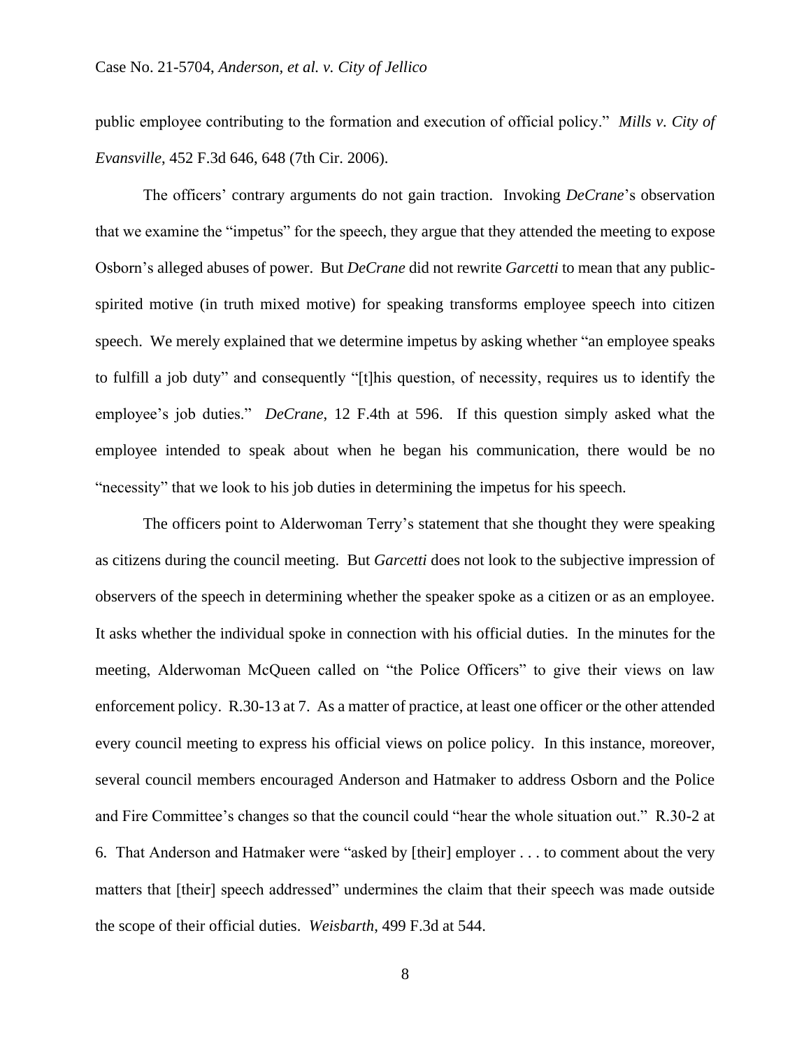public employee contributing to the formation and execution of official policy." *Mills v. City of Evansville*, 452 F.3d 646, 648 (7th Cir. 2006).

The officers' contrary arguments do not gain traction. Invoking *DeCrane*'s observation that we examine the "impetus" for the speech, they argue that they attended the meeting to expose Osborn's alleged abuses of power. But *DeCrane* did not rewrite *Garcetti* to mean that any public-spirited motive (in truth mixed motive) for speaking transforms employee speech into citizen speech. We merely explained that we determine impetus by asking whether "an employee speaks to fulfill a job duty" and consequently "[t]his question, of necessity, requires us to identify the employee's job duties." *DeCrane*, 12 F.4th at 596. If this question simply asked what the employee intended to speak about when he began his communication, there would be no "necessity" that we look to his job duties in determining the impetus for his speech.

The officers point to Alderwoman Terry's statement that she thought they were speaking as citizens during the council meeting. But *Garcetti* does not look to the subjective impression of observers of the speech in determining whether the speaker spoke as a citizen or as an employee. It asks whether the individual spoke in connection with his official duties. In the minutes for the meeting, Alderwoman McQueen called on "the Police Officers" to give their views on law enforcement policy. R.30-13 at 7. As a matter of practice, at least one officer or the other attended every council meeting to express his official views on police policy. In this instance, moreover, several council members encouraged Anderson and Hatmaker to address Osborn and the Police and Fire Committee's changes so that the council could "hear the whole situation out." R.30-2 at 6. That Anderson and Hatmaker were "asked by [their] employer . . . to comment about the very matters that [their] speech addressed" undermines the claim that their speech was made outside the scope of their official duties. *Weisbarth*, 499 F.3d at 544.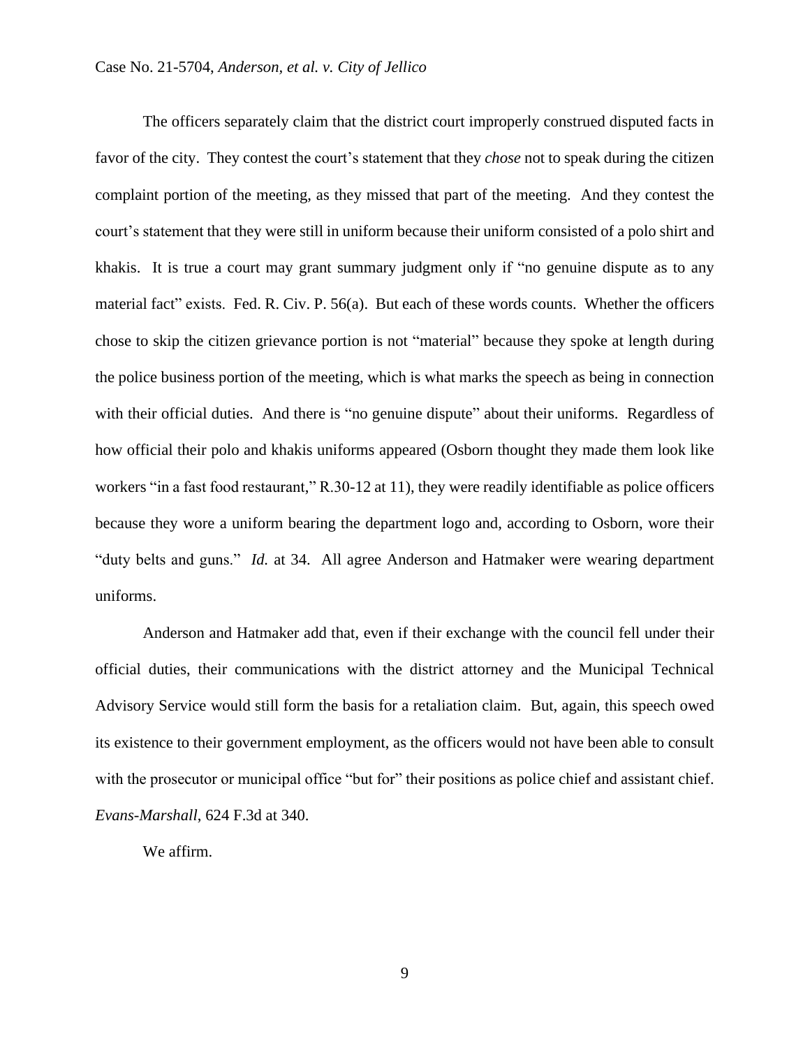The officers separately claim that the district court improperly construed disputed facts in favor of the city. They contest the court's statement that they *chose* not to speak during the citizen complaint portion of the meeting, as they missed that part of the meeting. And they contest the court's statement that they were still in uniform because their uniform consisted of a polo shirt and khakis. It is true a court may grant summary judgment only if "no genuine dispute as to any material fact" exists. Fed. R. Civ. P. 56(a). But each of these words counts. Whether the officers chose to skip the citizen grievance portion is not "material" because they spoke at length during the police business portion of the meeting, which is what marks the speech as being in connection with their official duties. And there is "no genuine dispute" about their uniforms. Regardless of how official their polo and khakis uniforms appeared (Osborn thought they made them look like workers "in a fast food restaurant," R.30-12 at 11), they were readily identifiable as police officers because they wore a uniform bearing the department logo and, according to Osborn, wore their "duty belts and guns." *Id.* at 34. All agree Anderson and Hatmaker were wearing department uniforms.

Anderson and Hatmaker add that, even if their exchange with the council fell under their official duties, their communications with the district attorney and the Municipal Technical Advisory Service would still form the basis for a retaliation claim. But, again, this speech owed its existence to their government employment, as the officers would not have been able to consult with the prosecutor or municipal office "but for" their positions as police chief and assistant chief. *Evans-Marshall*, 624 F.3d at 340.

We affirm.